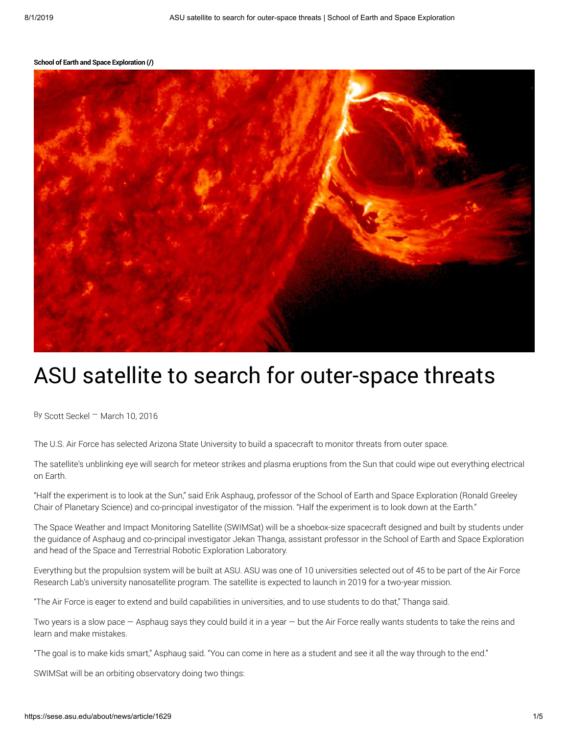School of Earth and Space Exploration (/)

# ASU satellite to search for outer-space threats

By Scott Seckel — March 10, 2016

The U.S. Air Force has selected Arizona State University to build a spacecraft to monitor threats from outer space.

The satellite's unblinking eye will search for meteor strikes and plasma eruptions from the Sun that could wipe out everything electrical on Earth.

"Half the experiment is to look at the Sun," said Erik Asphaug, professor of the School of Earth and Space Exploration (Ronald Greeley Chair of Planetary Science) and co-principal investigator of the mission. "Half the experiment is to look down at the Earth."

The Space Weather and Impact Monitoring Satellite (SWIMSat) will be a shoebox-size spacecraft designed and built by students under the guidance of Asphaug and co-principal investigator Jekan Thanga, assistant professor in the School of Earth and Space Exploration and head of the Space and Terrestrial Robotic Exploration Laboratory.

Everything but the propulsion system will be built at ASU. ASU was one of 10 universities selected out of 45 to be part of the Air Force Research Lab's university nanosatellite program. The satellite is expected to launch in 2019 for a two-year mission.

"The Air Force is eager to extend and build capabilities in universities, and to use students to do that," Thanga said.

Two years is a slow pace — Asphaug says they could build it in a year — but the Air Force really wants students to take the reins and learn and make mistakes.

"The goal is to make kids smart," Asphaug said. "You can come in here as a student and see it all the way through to the end."

SWIMSat will be an orbiting observatory doing two things: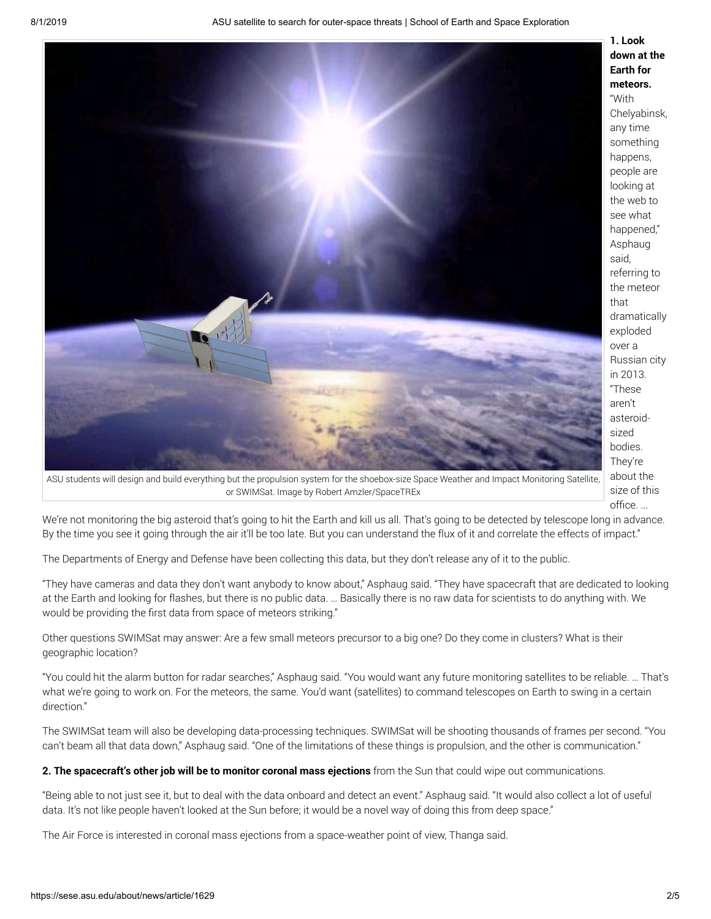ASU students will design and build everything but the propulsion system for the shoebox-size Space Weather and Impact Monitoring Satellite, or SWIMSat. Image by Robert Amzler/SpaceTREx

**1. Look down at the Earth for meteors.** "With Chelyabinsk, any time something happens, people are looking at the web to see what happened," Asphaug said, referring to the meteor that dramatically exploded over a Russian city in 2013. "These aren't asteroid-sized bodies. They're about the size of this office. ... We're not monitoring the big asteroid that's going to hit the Earth and kill us all. That's going to be detected by telescope long in advance. By the time you see it going through the air it'll be too late. But you can understand the flux of it and correlate the effects of impact."

The Departments of Energy and Defense have been collecting this data, but they don't release any of it to the public.

"They have cameras and data they don't want anybody to know about," Asphaug said. "They have spacecraft that are dedicated to looking at the Earth and looking for flashes, but there is no public data. … Basically there is no raw data for scientists to do anything with. We would be providing the first data from space of meteors striking."

Other questions SWIMSat may answer: Are a few small meteors precursor to a big one? Do they come in clusters? What is their geographic location?

"You could hit the alarm button for radar searches," Asphaug said. "You would want any future monitoring satellites to be reliable. … That's what we're going to work on. For the meteors, the same. You'd want (satellites) to command telescopes on Earth to swing in a certain direction."

The SWIMSat team will also be developing data-processing techniques. SWIMSat will be shooting thousands of frames per second. "You can't beam all that data down," Asphaug said. "One of the limitations of these things is propulsion, and the other is communication."

**2. The spacecraft's other job will be to monitor coronal mass ejections** from the Sun that could wipe out communications.

"Being able to not just see it, but to deal with the data onboard and detect an event." Asphaug said. "It would also collect a lot of useful data. It's not like people haven't looked at the Sun before; it would be a novel way of doing this from deep space."

The Air Force is interested in coronal mass ejections from a space-weather point of view, Thanga said.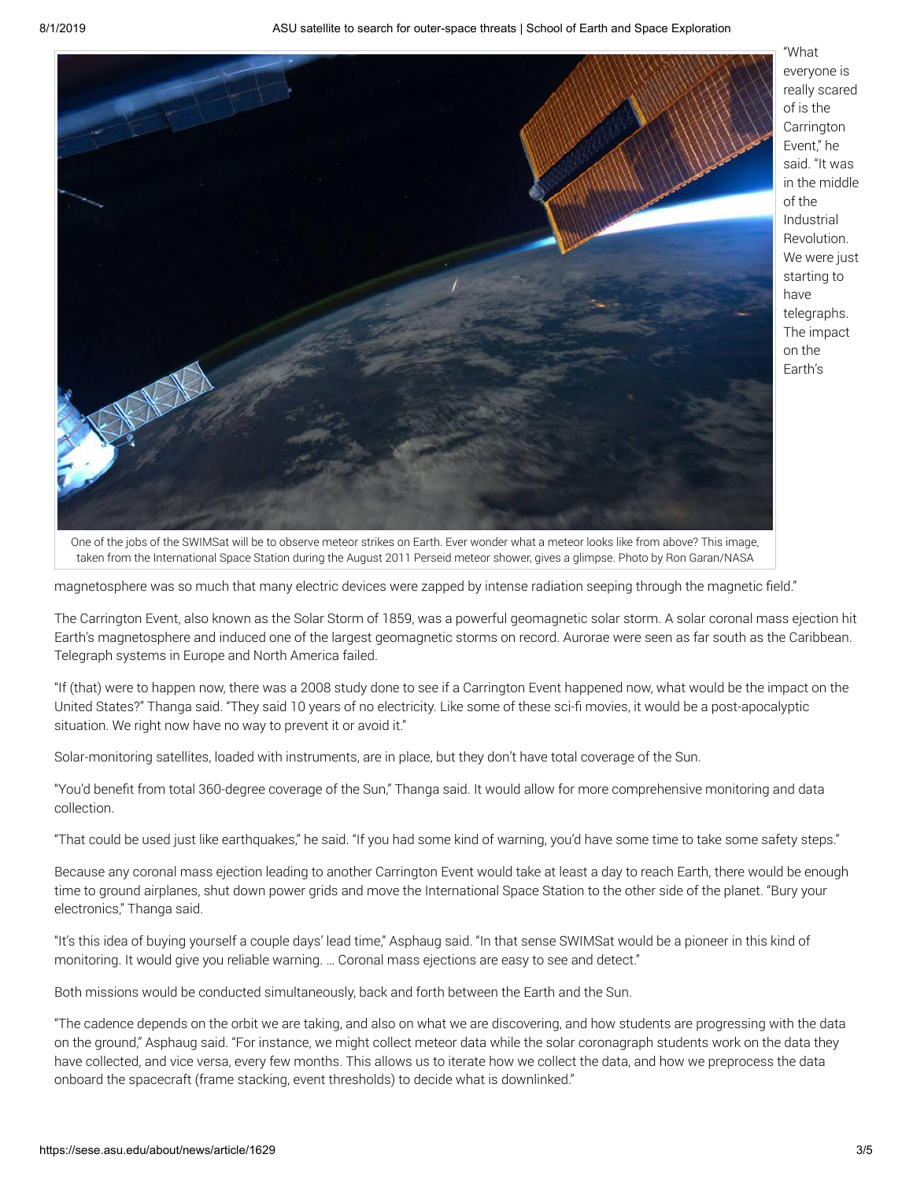"What everyone is really scared of is the Carrington Event," he said. "It was in the middle of the Industrial Revolution. We were just starting to have telegraphs. The impact on the Earth's magnetosphere was so much that many electric devices were zapped by intense radiation seeping through the magnetic field."

One of the jobs of the SWIMSat will be to observe meteor strikes on Earth. Ever wonder what a meteor looks like from above? This image, taken from the International Space Station during the August 2011 Perseid meteor shower, gives a glimpse. Photo by Ron Garan/NASA

The Carrington Event, also known as the Solar Storm of 1859, was a powerful geomagnetic solar storm. A solar coronal mass ejection hit Earth's magnetosphere and induced one of the largest geomagnetic storms on record. Aurorae were seen as far south as the Caribbean. Telegraph systems in Europe and North America failed.

"If (that) were to happen now, there was a 2008 study done to see if a Carrington Event happened now, what would be the impact on the United States?" Thanga said. "They said 10 years of no electricity. Like some of these sci-fi movies, it would be a post-apocalyptic situation. We right now have no way to prevent it or avoid it."

Solar-monitoring satellites, loaded with instruments, are in place, but they don't have total coverage of the Sun.

"You'd benefit from total 360-degree coverage of the Sun," Thanga said. It would allow for more comprehensive monitoring and data collection.

"That could be used just like earthquakes," he said. "If you had some kind of warning, you'd have some time to take some safety steps."

Because any coronal mass ejection leading to another Carrington Event would take at least a day to reach Earth, there would be enough time to ground airplanes, shut down power grids and move the International Space Station to the other side of the planet. "Bury your electronics," Thanga said.

"It's this idea of buying yourself a couple days' lead time," Asphaug said. "In that sense SWIMSat would be a pioneer in this kind of monitoring. It would give you reliable warning. … Coronal mass ejections are easy to see and detect."

Both missions would be conducted simultaneously, back and forth between the Earth and the Sun.

"The cadence depends on the orbit we are taking, and also on what we are discovering, and how students are progressing with the data on the ground," Asphaug said. "For instance, we might collect meteor data while the solar coronagraph students work on the data they have collected, and vice versa, every few months. This allows us to iterate how we collect the data, and how we preprocess the data onboard the spacecraft (frame stacking, event thresholds) to decide what is downlinked."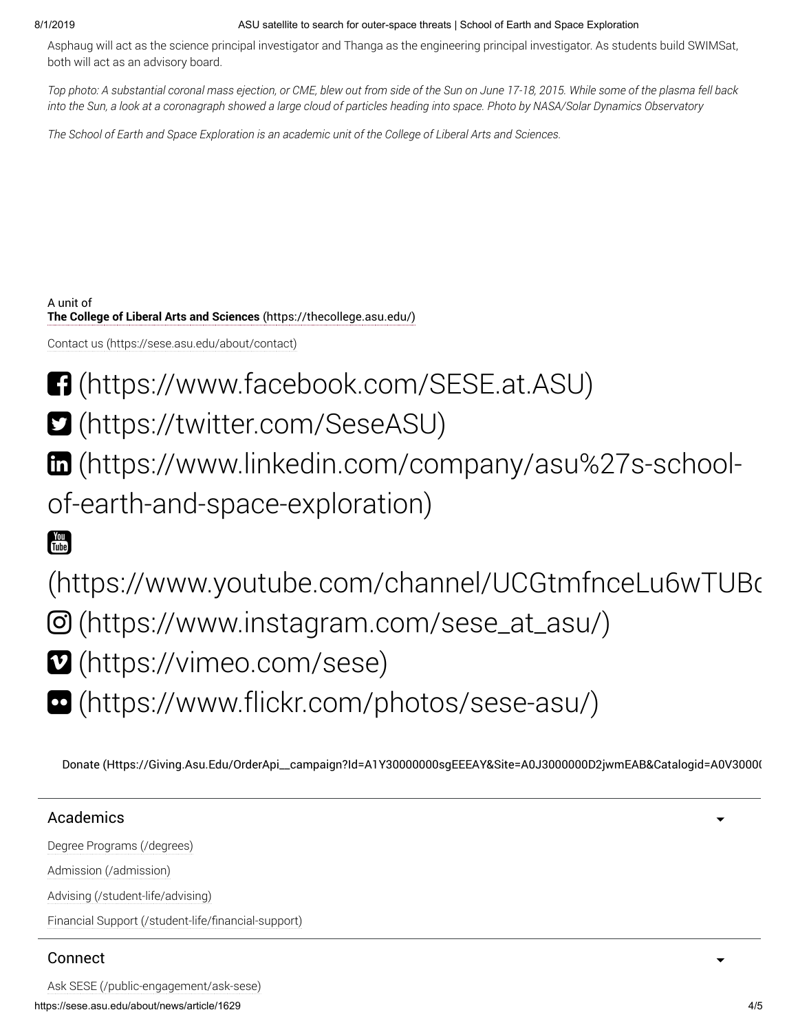Asphaug will act as the science principal investigator and Thanga as the engineering principal investigator. As students build SWIMSat, both will act as an advisory board.

*Top photo: A substantial coronal mass ejection, or CME, blew out from side of the Sun on June 17-18, 2015. While some of the plasma fell back into the Sun, a look at a coronagraph showed a large cloud of particles heading into space. Photo by NASA/Solar Dynamics Observatory*

*The School of Earth and Space Exploration is an academic unit of the College of Liberal Arts and Sciences.*

A unit of
**The College of Liberal Arts and Sciences** (https://thecollege.asu.edu/)

Contact us (https://sese.asu.edu/about/contact)

(https://www.facebook.com/SESE.at.ASU)

(https://twitter.com/SeseASU)

(https://www.linkedin.com/company/asu%27s-school-of-earth-and-space-exploration)

(https://www.youtube.com/channel/UCGtmfnceLu6wTUBc

(https://www.instagram.com/sese_at_asu/)

(https://vimeo.com/sese)

(https://www.flickr.com/photos/sese-asu/)

Donate (Https://Giving.Asu.Edu/OrderApi__campaign?Id=A1Y30000000sgEEEAY&Site=A0J3000000D2jwmEAB&Catalogid=A0V3000(

## Academics

Degree Programs (/degrees)

Admission (/admission)

Advising (/student-life/advising)

Financial Support (/student-life/financial-support)

## Connect

Ask SESE (/public-engagement/ask-sese)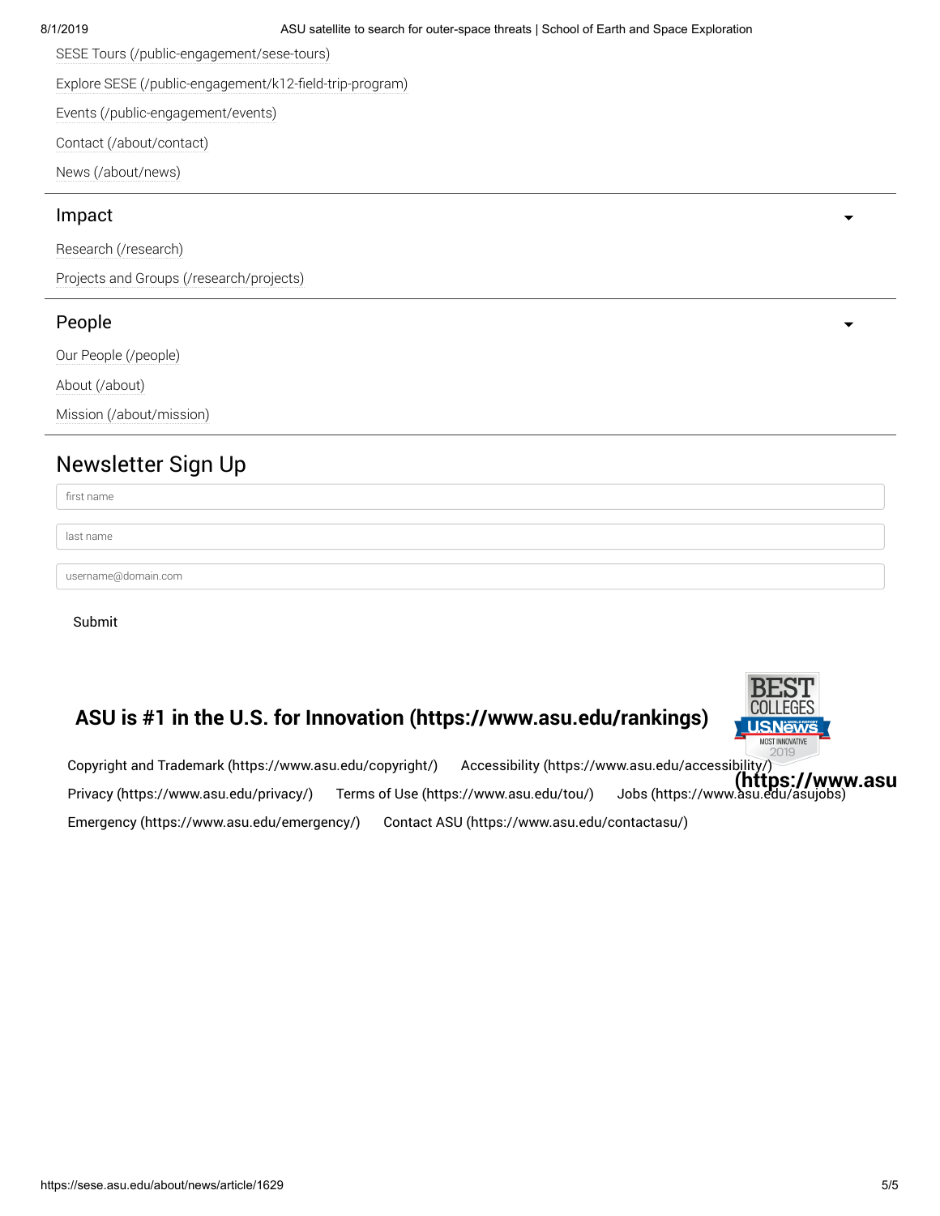SESE Tours (/public-engagement/sese-tours)

Explore SESE (/public-engagement/k12-field-trip-program)

Events (/public-engagement/events)

Contact (/about/contact)

News (/about/news)

## Impact

Research (/research)

Projects and Groups (/research/projects)

## People

Our People (/people)

About (/about)

Mission (/about/mission)

## Newsletter Sign Up

first name

last name

username@domain.com

Submit

**ASU is #1 in the U.S. for Innovation (https://www.asu.edu/rankings)**

BEST COLLEGES USNews MOST INNOVATIVE 2019

**(https://www.asu**

Copyright and Trademark (https://www.asu.edu/copyright/) Accessibility (https://www.asu.edu/accessibility/)
Privacy (https://www.asu.edu/privacy/) Terms of Use (https://www.asu.edu/tou/) Jobs (https://www.asu.edu/asujobs)
Emergency (https://www.asu.edu/emergency/) Contact ASU (https://www.asu.edu/contactasu/)